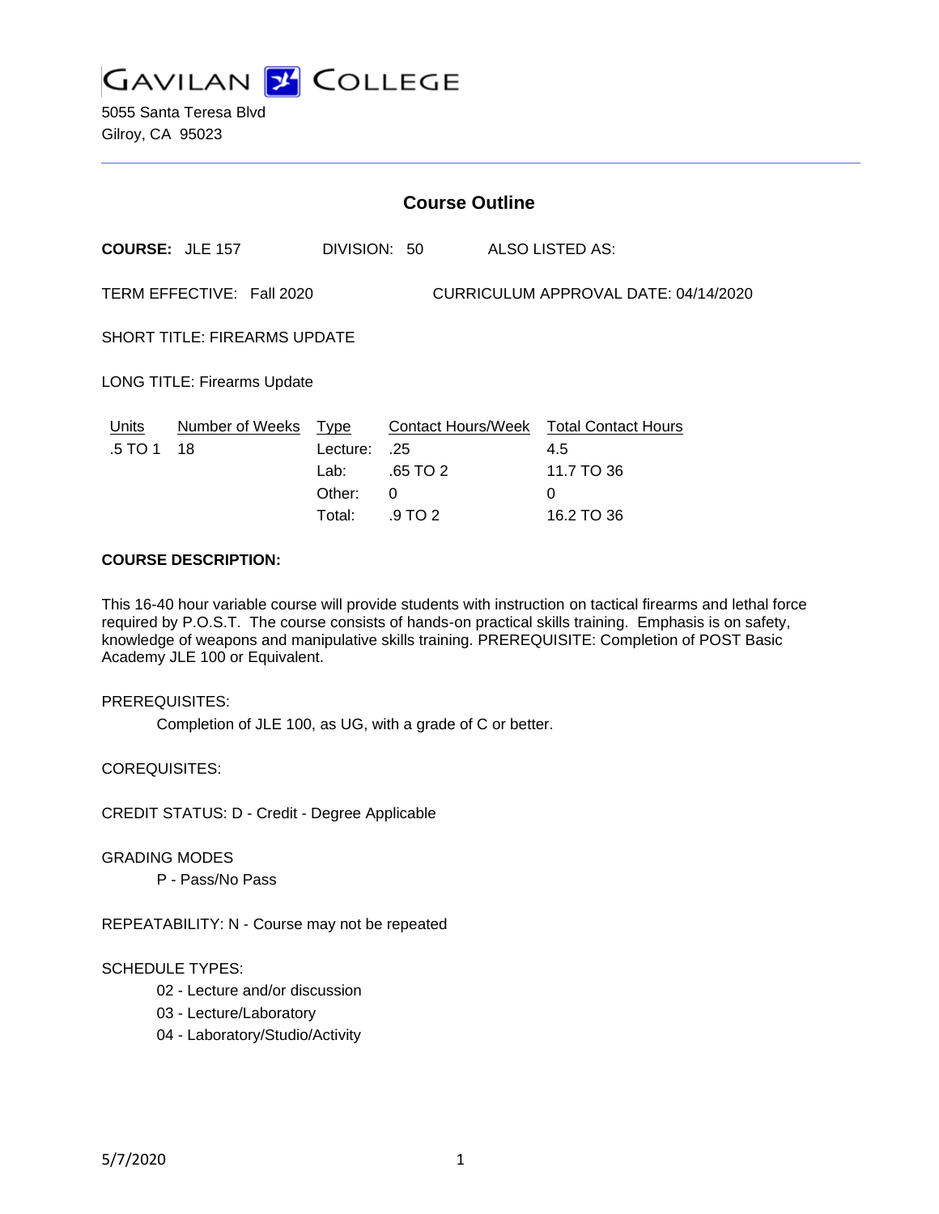# GAVILAN COLLEGE

5055 Santa Teresa Blvd
Gilroy, CA 95023

## Course Outline

**COURSE:** JLE 157 DIVISION: 50 ALSO LISTED AS:

TERM EFFECTIVE: Fall 2020 CURRICULUM APPROVAL DATE: 04/14/2020

SHORT TITLE: FIREARMS UPDATE

LONG TITLE: Firearms Update

| Units | Number of Weeks | Type | Contact Hours/Week | Total Contact Hours |
|---|---|---|---|---|
| .5 TO 1 | 18 | Lecture: | .25 | 4.5 |
| | | Lab: | .65 TO 2 | 11.7 TO 36 |
| | | Other: | 0 | 0 |
| | | Total: | .9 TO 2 | 16.2 TO 36 |

**COURSE DESCRIPTION:**

This 16-40 hour variable course will provide students with instruction on tactical firearms and lethal force required by P.O.S.T. The course consists of hands-on practical skills training. Emphasis is on safety, knowledge of weapons and manipulative skills training. PREREQUISITE: Completion of POST Basic Academy JLE 100 or Equivalent.

PREREQUISITES:

Completion of JLE 100, as UG, with a grade of C or better.

COREQUISITES:

CREDIT STATUS: D - Credit - Degree Applicable

GRADING MODES

P - Pass/No Pass

REPEATABILITY: N - Course may not be repeated

SCHEDULE TYPES:

02 - Lecture and/or discussion
03 - Lecture/Laboratory
04 - Laboratory/Studio/Activity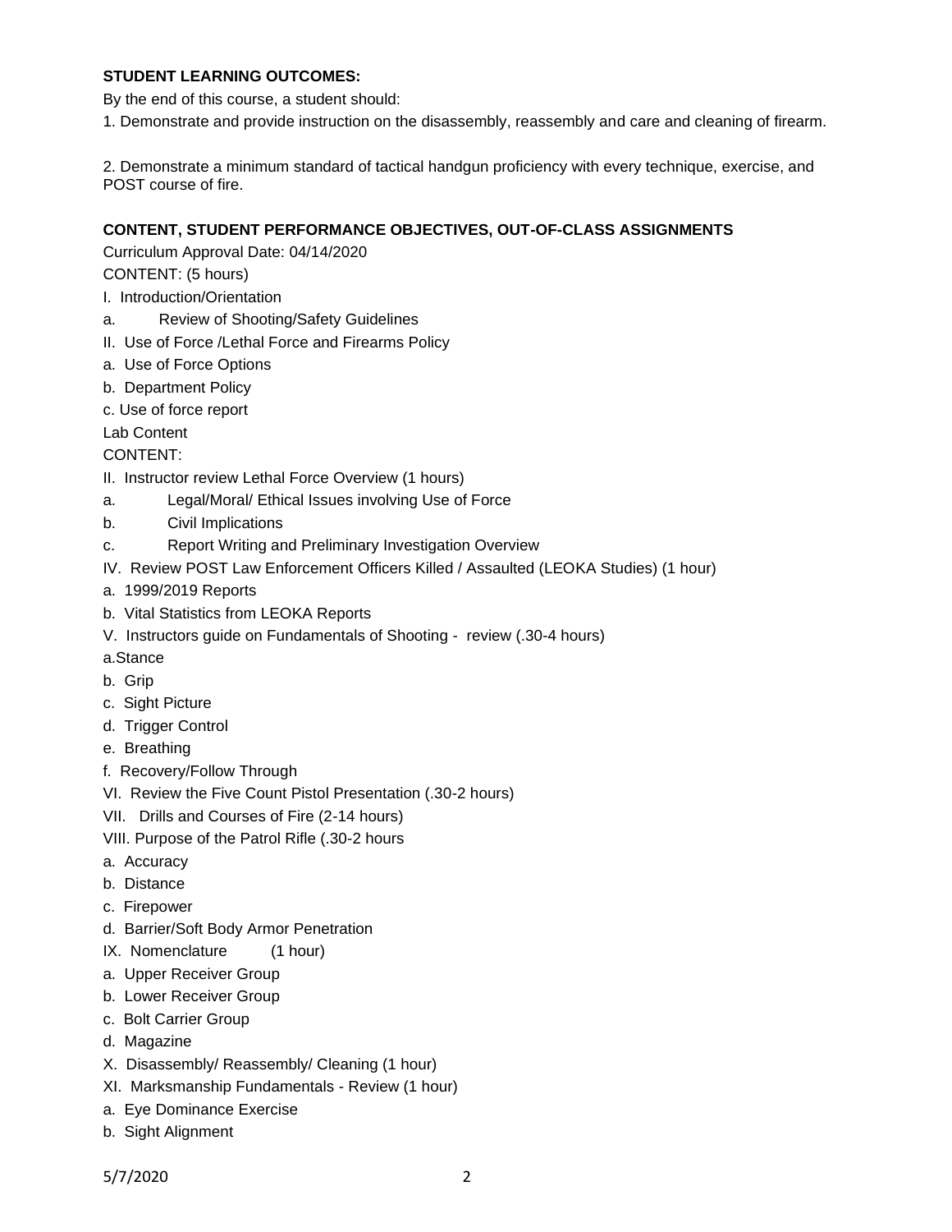**STUDENT LEARNING OUTCOMES:**

By the end of this course, a student should:

1. Demonstrate and provide instruction on the disassembly, reassembly and care and cleaning of firearm.

2. Demonstrate a minimum standard of tactical handgun proficiency with every technique, exercise, and POST course of fire.

**CONTENT, STUDENT PERFORMANCE OBJECTIVES, OUT-OF-CLASS ASSIGNMENTS**

Curriculum Approval Date: 04/14/2020

CONTENT: (5 hours)

I. Introduction/Orientation

a. Review of Shooting/Safety Guidelines

II. Use of Force /Lethal Force and Firearms Policy

a. Use of Force Options

b. Department Policy

c. Use of force report

Lab Content

CONTENT:

II. Instructor review Lethal Force Overview (1 hours)

a. Legal/Moral/ Ethical Issues involving Use of Force

b. Civil Implications

c. Report Writing and Preliminary Investigation Overview

IV. Review POST Law Enforcement Officers Killed / Assaulted (LEOKA Studies) (1 hour)

a. 1999/2019 Reports

b. Vital Statistics from LEOKA Reports

V. Instructors guide on Fundamentals of Shooting - review (.30-4 hours)

a.Stance

b. Grip

c. Sight Picture

d. Trigger Control

e. Breathing

f. Recovery/Follow Through

VI. Review the Five Count Pistol Presentation (.30-2 hours)

VII. Drills and Courses of Fire (2-14 hours)

VIII. Purpose of the Patrol Rifle (.30-2 hours

a. Accuracy

b. Distance

c. Firepower

d. Barrier/Soft Body Armor Penetration

IX. Nomenclature (1 hour)

a. Upper Receiver Group

b. Lower Receiver Group

c. Bolt Carrier Group

d. Magazine

X. Disassembly/ Reassembly/ Cleaning (1 hour)

XI. Marksmanship Fundamentals - Review (1 hour)

a. Eye Dominance Exercise

b. Sight Alignment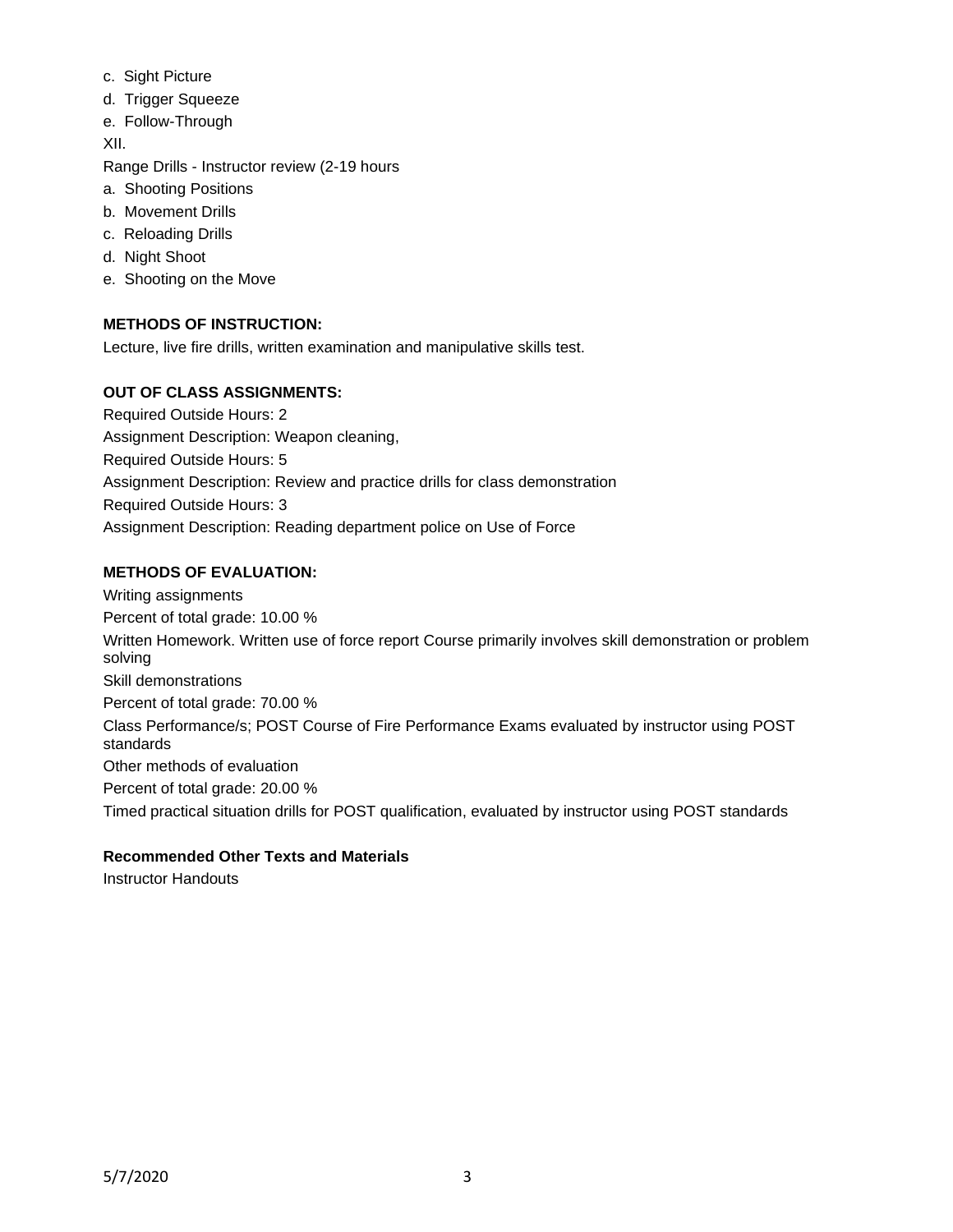c. Sight Picture
d. Trigger Squeeze
e. Follow-Through

XII.

Range Drills - Instructor review (2-19 hours

a. Shooting Positions
b. Movement Drills
c. Reloading Drills
d. Night Shoot
e. Shooting on the Move

**METHODS OF INSTRUCTION:**

Lecture, live fire drills, written examination and manipulative skills test.

**OUT OF CLASS ASSIGNMENTS:**

Required Outside Hours: 2
Assignment Description: Weapon cleaning,
Required Outside Hours: 5
Assignment Description: Review and practice drills for class demonstration
Required Outside Hours: 3
Assignment Description: Reading department police on Use of Force

**METHODS OF EVALUATION:**

Writing assignments
Percent of total grade: 10.00 %
Written Homework. Written use of force report Course primarily involves skill demonstration or problem solving
Skill demonstrations
Percent of total grade: 70.00 %
Class Performance/s; POST Course of Fire Performance Exams evaluated by instructor using POST standards
Other methods of evaluation
Percent of total grade: 20.00 %
Timed practical situation drills for POST qualification, evaluated by instructor using POST standards

**Recommended Other Texts and Materials**

Instructor Handouts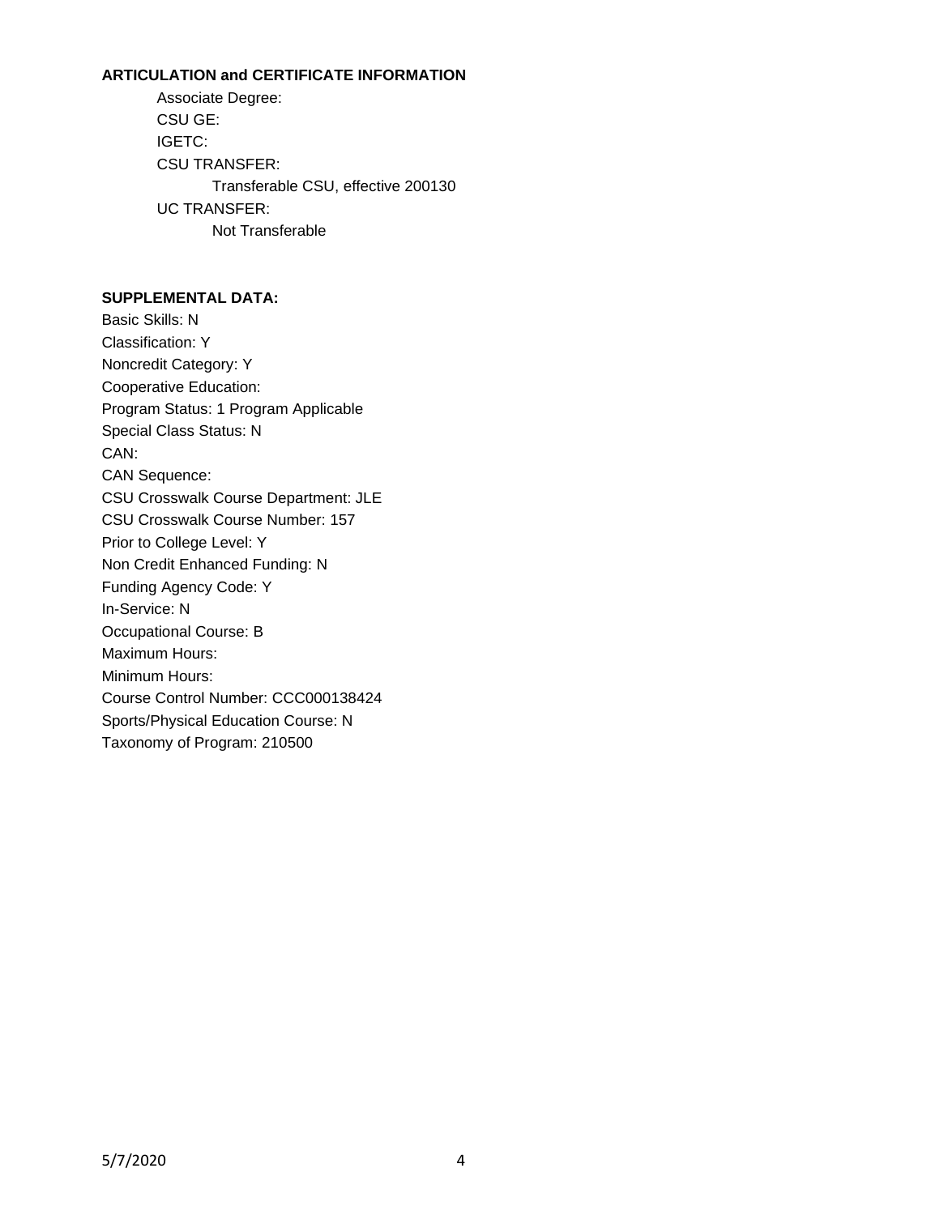**ARTICULATION and CERTIFICATE INFORMATION**

Associate Degree:
CSU GE:
IGETC:
CSU TRANSFER:
Transferable CSU, effective 200130
UC TRANSFER:
Not Transferable

**SUPPLEMENTAL DATA:**

Basic Skills: N
Classification: Y
Noncredit Category: Y
Cooperative Education:
Program Status: 1 Program Applicable
Special Class Status: N
CAN:
CAN Sequence:
CSU Crosswalk Course Department: JLE
CSU Crosswalk Course Number: 157
Prior to College Level: Y
Non Credit Enhanced Funding: N
Funding Agency Code: Y
In-Service: N
Occupational Course: B
Maximum Hours:
Minimum Hours:
Course Control Number: CCC000138424
Sports/Physical Education Course: N
Taxonomy of Program: 210500